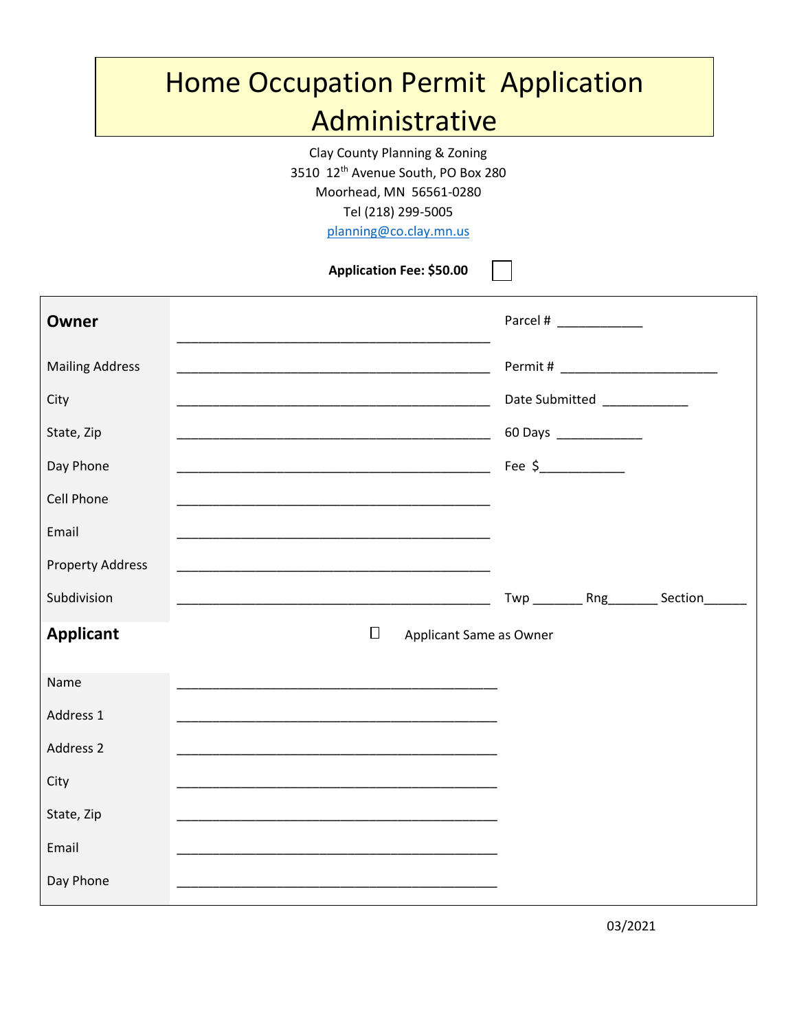# Home Occupation Permit Application Administrative

Clay County Planning & Zoning
3510 12th Avenue South, PO Box 280
Moorhead, MN 56561-0280
Tel (218) 299-5005
planning@co.clay.mn.us

**Application Fee: $50.00** ☐

| **Owner** | ____________________________________________ | Parcel # ____________ |
|---|---|---|
| Mailing Address | ____________________________________________ | Permit # ______________________ |
| City | ____________________________________________ | Date Submitted ____________ |
| State, Zip | ____________________________________________ | 60 Days ____________ |
| Day Phone | ____________________________________________ | Fee $____________ |
| Cell Phone | ____________________________________________ | |
| Email | ____________________________________________ | |
| Property Address | ____________________________________________ | |
| Subdivision | ____________________________________________ | Twp _______ Rng_______ Section______ |
| **Applicant** | ☐ Applicant Same as Owner | |
| Name | ____________________________________________ | |
| Address 1 | ____________________________________________ | |
| Address 2 | ____________________________________________ | |
| City | ____________________________________________ | |
| State, Zip | ____________________________________________ | |
| Email | ____________________________________________ | |
| Day Phone | ____________________________________________ | |

03/2021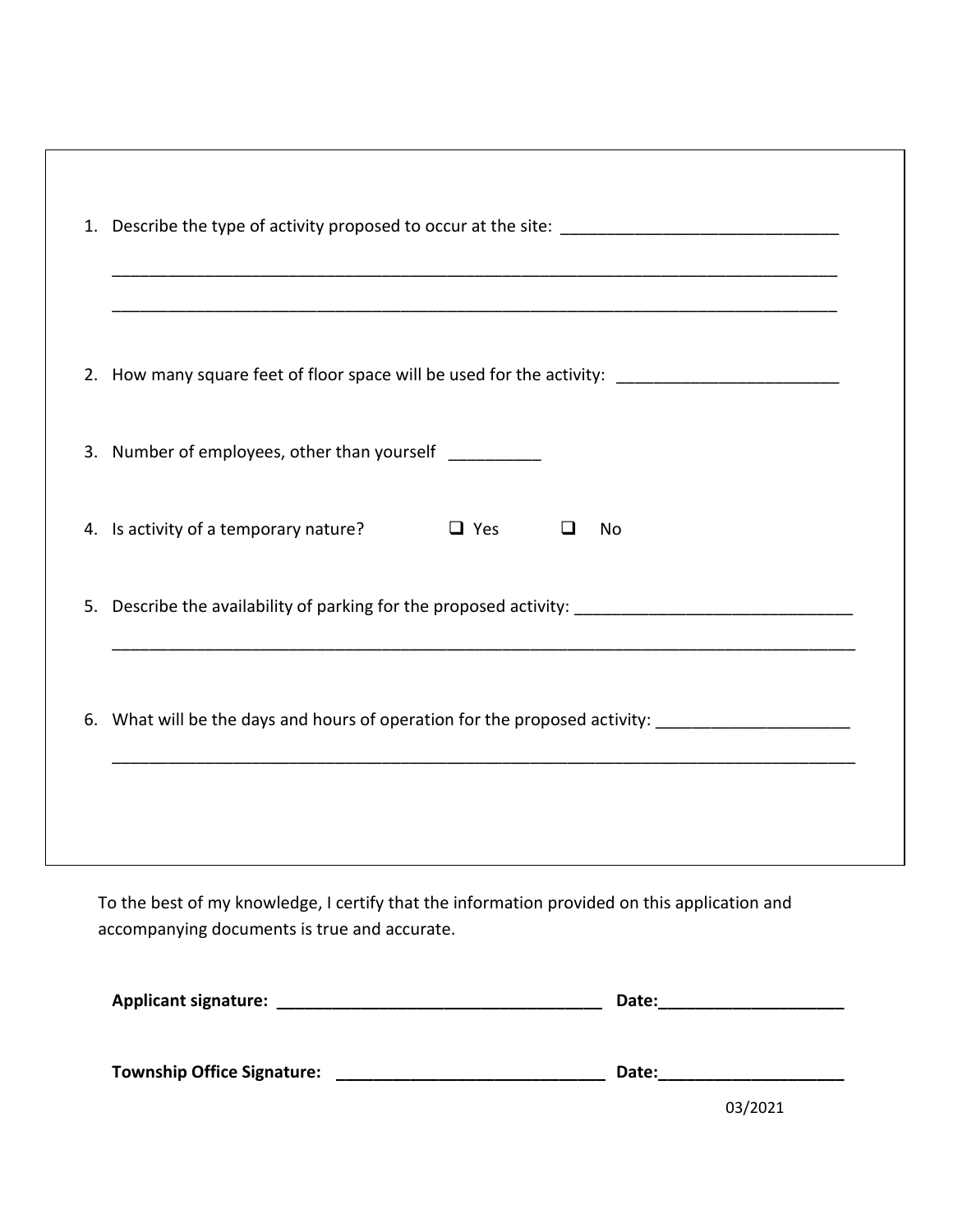1. Describe the type of activity proposed to occur at the site: ______________________________

   ________________________________________________________________________________

   ________________________________________________________________________________

2. How many square feet of floor space will be used for the activity: ________________________

3. Number of employees, other than yourself __________

4. Is activity of a temporary nature? ☐ Yes ☐ No

5. Describe the availability of parking for the proposed activity: ______________________________

   ________________________________________________________________________________

6. What will be the days and hours of operation for the proposed activity: _____________________

   ________________________________________________________________________________

To the best of my knowledge, I certify that the information provided on this application and accompanying documents is true and accurate.

**Applicant signature: ____________________________________ Date:____________________**

**Township Office Signature: ______________________________ Date:____________________**

03/2021